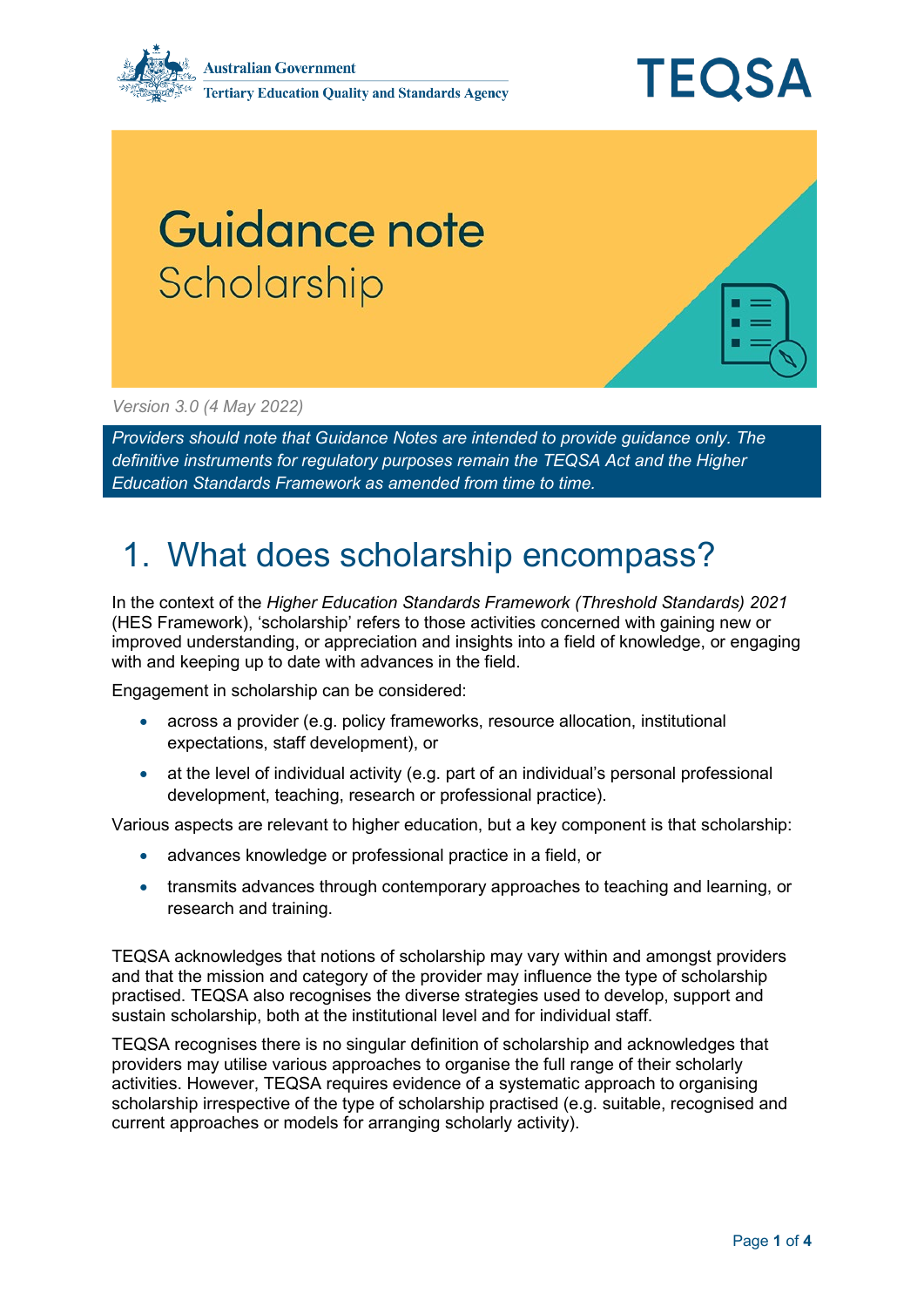Australian Government
Tertiary Education Quality and Standards Agency

TEQSA

# Guidance note
## Scholarship

*Version 3.0 (4 May 2022)*

*Providers should note that Guidance Notes are intended to provide guidance only. The definitive instruments for regulatory purposes remain the TEQSA Act and the Higher Education Standards Framework as amended from time to time.*

# 1. What does scholarship encompass?

In the context of the *Higher Education Standards Framework (Threshold Standards) 2021* (HES Framework), 'scholarship' refers to those activities concerned with gaining new or improved understanding, or appreciation and insights into a field of knowledge, or engaging with and keeping up to date with advances in the field.

Engagement in scholarship can be considered:

- across a provider (e.g. policy frameworks, resource allocation, institutional expectations, staff development), or
- at the level of individual activity (e.g. part of an individual's personal professional development, teaching, research or professional practice).

Various aspects are relevant to higher education, but a key component is that scholarship:

- advances knowledge or professional practice in a field, or
- transmits advances through contemporary approaches to teaching and learning, or research and training.

TEQSA acknowledges that notions of scholarship may vary within and amongst providers and that the mission and category of the provider may influence the type of scholarship practised. TEQSA also recognises the diverse strategies used to develop, support and sustain scholarship, both at the institutional level and for individual staff.

TEQSA recognises there is no singular definition of scholarship and acknowledges that providers may utilise various approaches to organise the full range of their scholarly activities. However, TEQSA requires evidence of a systematic approach to organising scholarship irrespective of the type of scholarship practised (e.g. suitable, recognised and current approaches or models for arranging scholarly activity).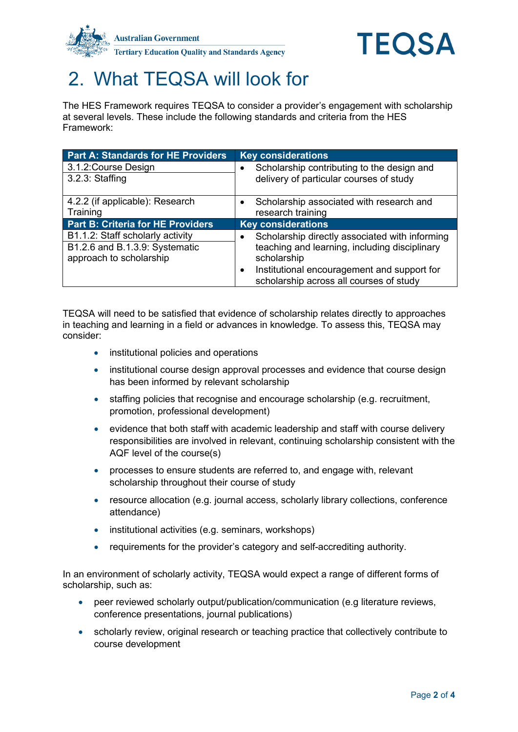# 2. What TEQSA will look for

The HES Framework requires TEQSA to consider a provider's engagement with scholarship at several levels. These include the following standards and criteria from the HES Framework:

| Part A: Standards for HE Providers | Key considerations |
|---|---|
| 3.1.2:Course Design<br>3.2.3: Staffing | • Scholarship contributing to the design and delivery of particular courses of study |
| 4.2.2 (if applicable): Research Training | • Scholarship associated with research and research training |
| **Part B: Criteria for HE Providers** | **Key considerations** |
| B1.1.2: Staff scholarly activity<br>B1.2.6 and B.1.3.9: Systematic approach to scholarship | • Scholarship directly associated with informing teaching and learning, including disciplinary scholarship<br>• Institutional encouragement and support for scholarship across all courses of study |

TEQSA will need to be satisfied that evidence of scholarship relates directly to approaches in teaching and learning in a field or advances in knowledge. To assess this, TEQSA may consider:

- institutional policies and operations
- institutional course design approval processes and evidence that course design has been informed by relevant scholarship
- staffing policies that recognise and encourage scholarship (e.g. recruitment, promotion, professional development)
- evidence that both staff with academic leadership and staff with course delivery responsibilities are involved in relevant, continuing scholarship consistent with the AQF level of the course(s)
- processes to ensure students are referred to, and engage with, relevant scholarship throughout their course of study
- resource allocation (e.g. journal access, scholarly library collections, conference attendance)
- institutional activities (e.g. seminars, workshops)
- requirements for the provider's category and self-accrediting authority.

In an environment of scholarly activity, TEQSA would expect a range of different forms of scholarship, such as:

- peer reviewed scholarly output/publication/communication (e.g literature reviews, conference presentations, journal publications)
- scholarly review, original research or teaching practice that collectively contribute to course development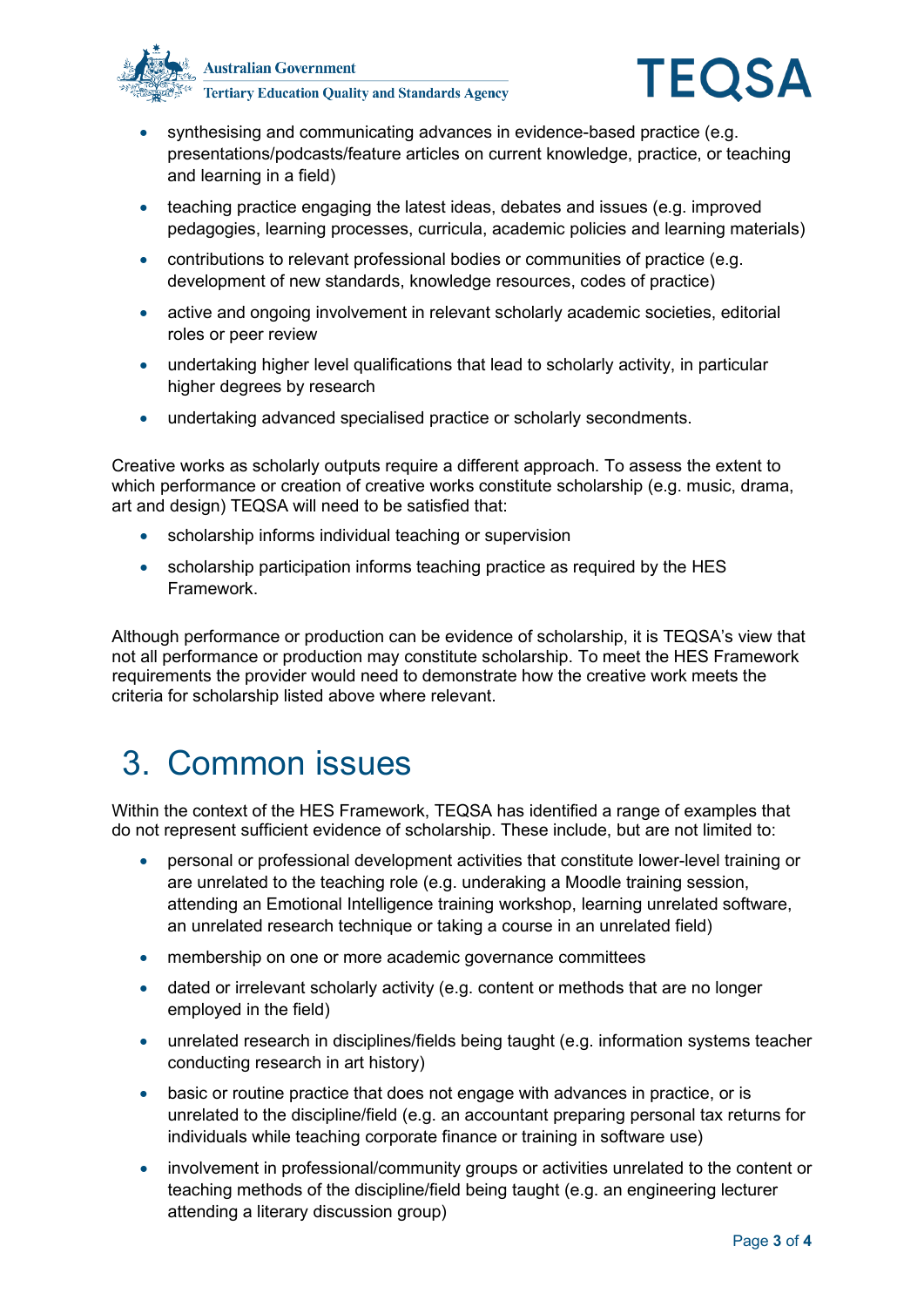- synthesising and communicating advances in evidence-based practice (e.g. presentations/podcasts/feature articles on current knowledge, practice, or teaching and learning in a field)
- teaching practice engaging the latest ideas, debates and issues (e.g. improved pedagogies, learning processes, curricula, academic policies and learning materials)
- contributions to relevant professional bodies or communities of practice (e.g. development of new standards, knowledge resources, codes of practice)
- active and ongoing involvement in relevant scholarly academic societies, editorial roles or peer review
- undertaking higher level qualifications that lead to scholarly activity, in particular higher degrees by research
- undertaking advanced specialised practice or scholarly secondments.

Creative works as scholarly outputs require a different approach. To assess the extent to which performance or creation of creative works constitute scholarship (e.g. music, drama, art and design) TEQSA will need to be satisfied that:

- scholarship informs individual teaching or supervision
- scholarship participation informs teaching practice as required by the HES Framework.

Although performance or production can be evidence of scholarship, it is TEQSA's view that not all performance or production may constitute scholarship. To meet the HES Framework requirements the provider would need to demonstrate how the creative work meets the criteria for scholarship listed above where relevant.

# 3. Common issues

Within the context of the HES Framework, TEQSA has identified a range of examples that do not represent sufficient evidence of scholarship. These include, but are not limited to:

- personal or professional development activities that constitute lower-level training or are unrelated to the teaching role (e.g. underaking a Moodle training session, attending an Emotional Intelligence training workshop, learning unrelated software, an unrelated research technique or taking a course in an unrelated field)
- membership on one or more academic governance committees
- dated or irrelevant scholarly activity (e.g. content or methods that are no longer employed in the field)
- unrelated research in disciplines/fields being taught (e.g. information systems teacher conducting research in art history)
- basic or routine practice that does not engage with advances in practice, or is unrelated to the discipline/field (e.g. an accountant preparing personal tax returns for individuals while teaching corporate finance or training in software use)
- involvement in professional/community groups or activities unrelated to the content or teaching methods of the discipline/field being taught (e.g. an engineering lecturer attending a literary discussion group)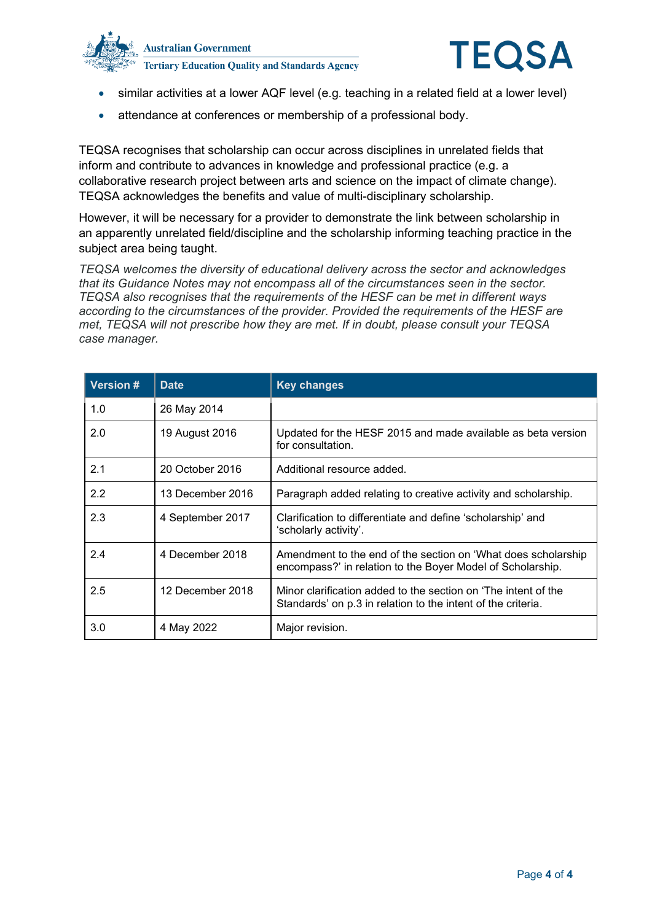- similar activities at a lower AQF level (e.g. teaching in a related field at a lower level)
- attendance at conferences or membership of a professional body.

TEQSA recognises that scholarship can occur across disciplines in unrelated fields that inform and contribute to advances in knowledge and professional practice (e.g. a collaborative research project between arts and science on the impact of climate change). TEQSA acknowledges the benefits and value of multi-disciplinary scholarship.

However, it will be necessary for a provider to demonstrate the link between scholarship in an apparently unrelated field/discipline and the scholarship informing teaching practice in the subject area being taught.

*TEQSA welcomes the diversity of educational delivery across the sector and acknowledges that its Guidance Notes may not encompass all of the circumstances seen in the sector. TEQSA also recognises that the requirements of the HESF can be met in different ways according to the circumstances of the provider. Provided the requirements of the HESF are met, TEQSA will not prescribe how they are met. If in doubt, please consult your TEQSA case manager.*

| Version # | Date | Key changes |
|---|---|---|
| 1.0 | 26 May 2014 | |
| 2.0 | 19 August 2016 | Updated for the HESF 2015 and made available as beta version for consultation. |
| 2.1 | 20 October 2016 | Additional resource added. |
| 2.2 | 13 December 2016 | Paragraph added relating to creative activity and scholarship. |
| 2.3 | 4 September 2017 | Clarification to differentiate and define 'scholarship' and 'scholarly activity'. |
| 2.4 | 4 December 2018 | Amendment to the end of the section on 'What does scholarship encompass?' in relation to the Boyer Model of Scholarship. |
| 2.5 | 12 December 2018 | Minor clarification added to the section on 'The intent of the Standards' on p.3 in relation to the intent of the criteria. |
| 3.0 | 4 May 2022 | Major revision. |